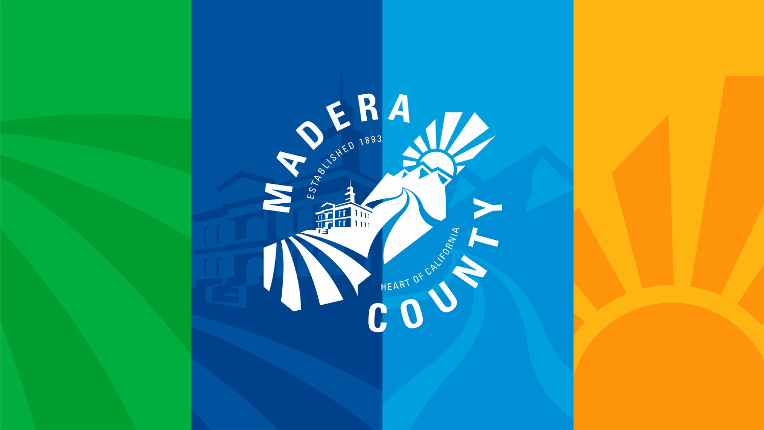# MADERA COUNTY

ESTABLISHED 1893

HEART OF CALIFORNIA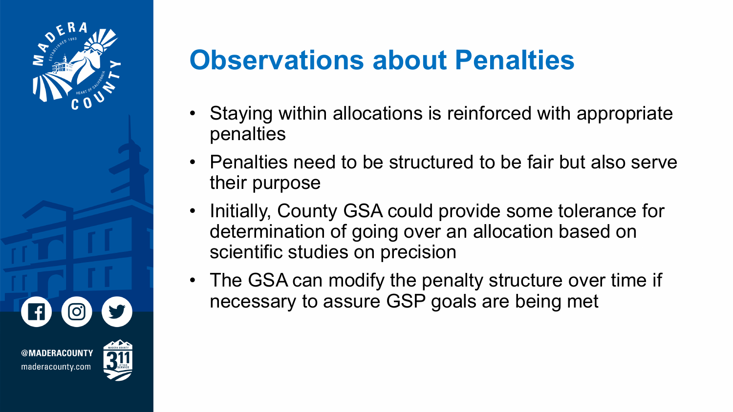# Observations about Penalties

- Staying within allocations is reinforced with appropriate penalties
- Penalties need to be structured to be fair but also serve their purpose
- Initially, County GSA could provide some tolerance for determination of going over an allocation based on scientific studies on precision
- The GSA can modify the penalty structure over time if necessary to assure GSP goals are being met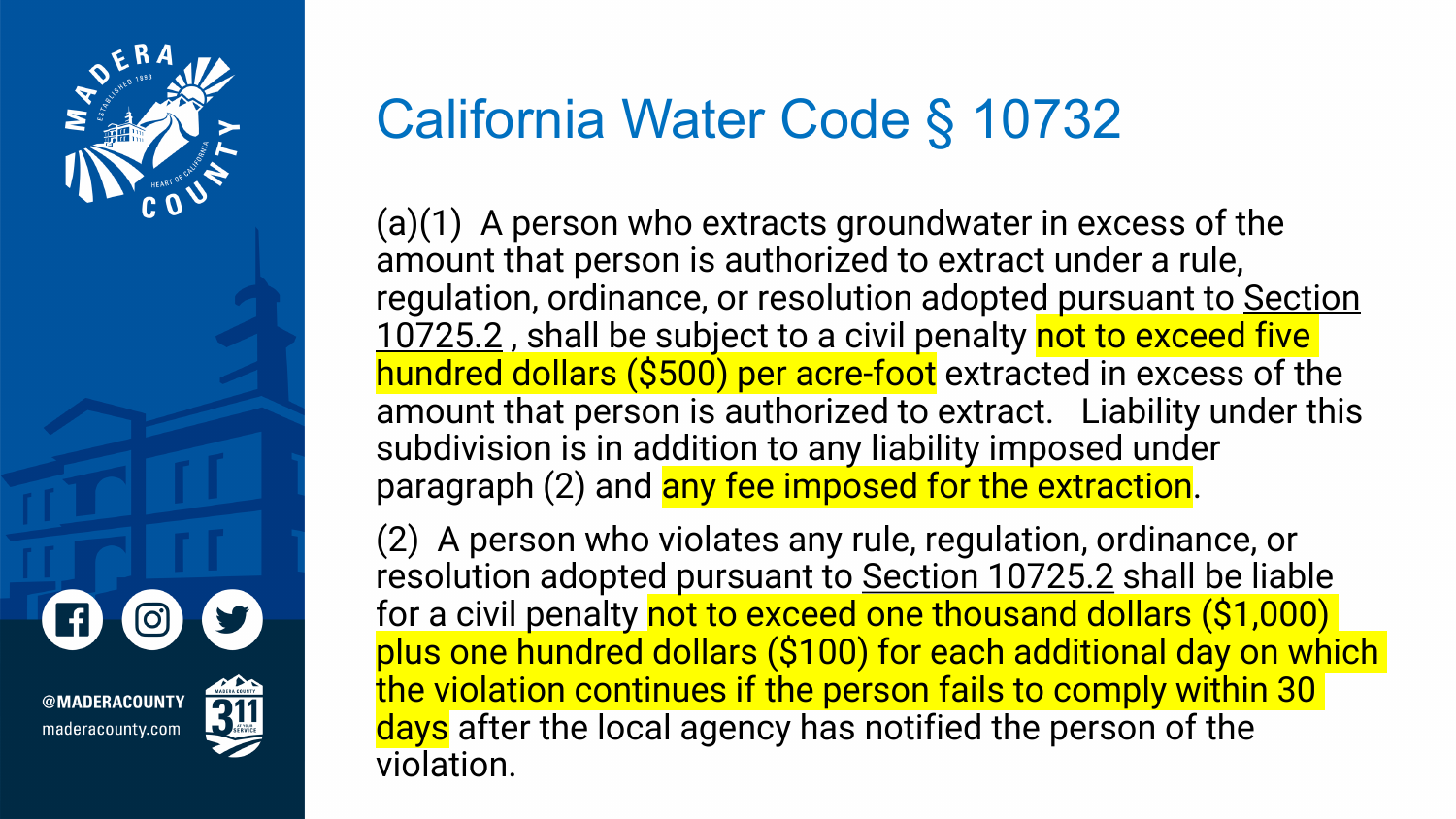# California Water Code § 10732

(a)(1) A person who extracts groundwater in excess of the amount that person is authorized to extract under a rule, regulation, ordinance, or resolution adopted pursuant to Section 10725.2 , shall be subject to a civil penalty not to exceed five hundred dollars ($500) per acre-foot extracted in excess of the amount that person is authorized to extract. Liability under this subdivision is in addition to any liability imposed under paragraph (2) and any fee imposed for the extraction.

(2) A person who violates any rule, regulation, ordinance, or resolution adopted pursuant to Section 10725.2 shall be liable for a civil penalty not to exceed one thousand dollars ($1,000) plus one hundred dollars ($100) for each additional day on which the violation continues if the person fails to comply within 30 days after the local agency has notified the person of the violation.

@MADERACOUNTY

maderacounty.com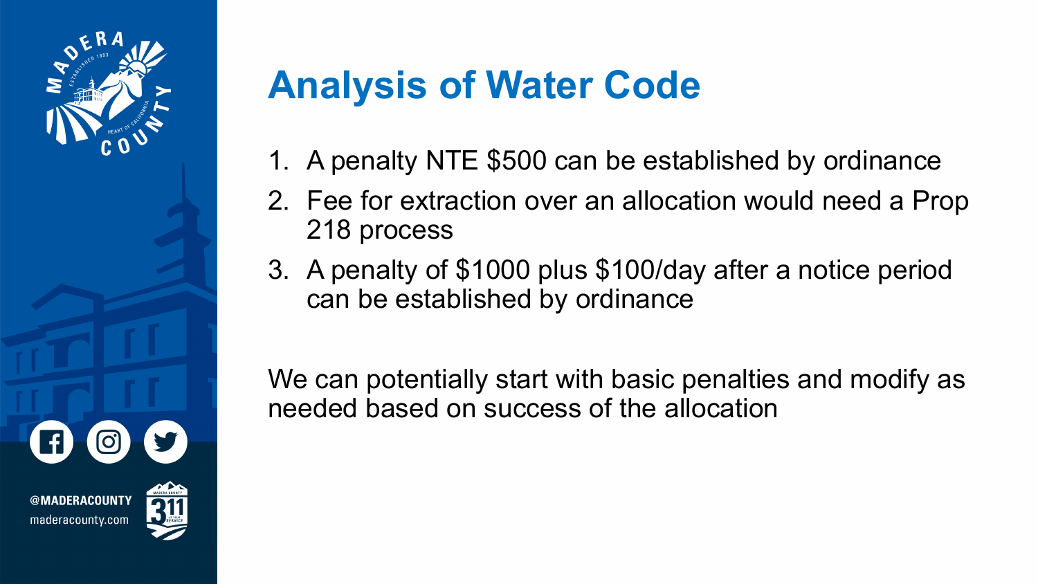# Analysis of Water Code

1. A penalty NTE $500 can be established by ordinance
2. Fee for extraction over an allocation would need a Prop 218 process
3. A penalty of $1000 plus $100/day after a notice period can be established by ordinance

We can potentially start with basic penalties and modify as needed based on success of the allocation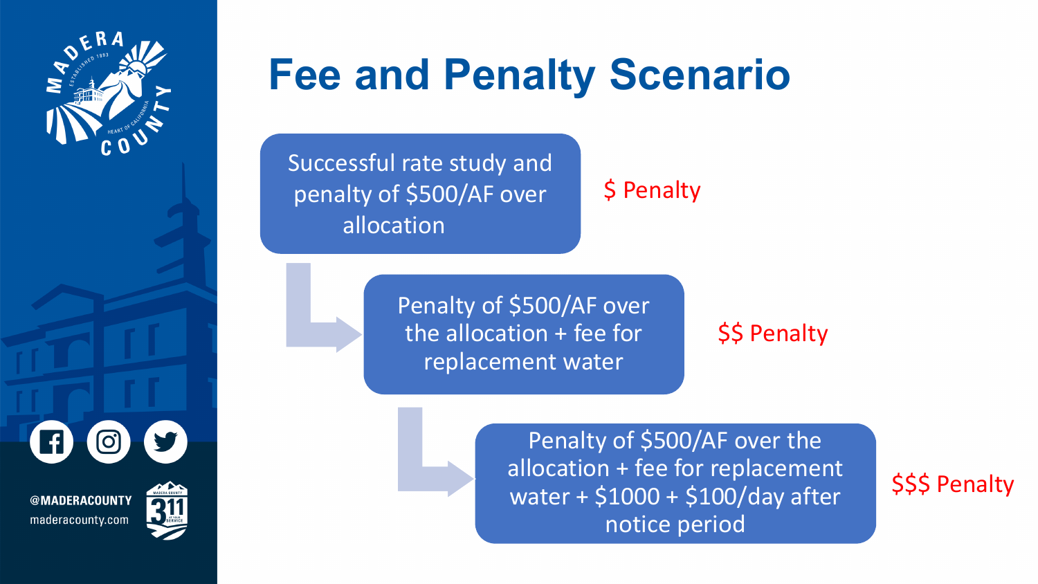# Fee and Penalty Scenario

- Successful rate study and penalty of $500/AF over allocation — $ Penalty
  - Penalty of $500/AF over the allocation + fee for replacement water — $$ Penalty
    - Penalty of $500/AF over the allocation + fee for replacement water + $1000 + $100/day after notice period — $$$ Penalty

@MADERACOUNTY

maderacounty.com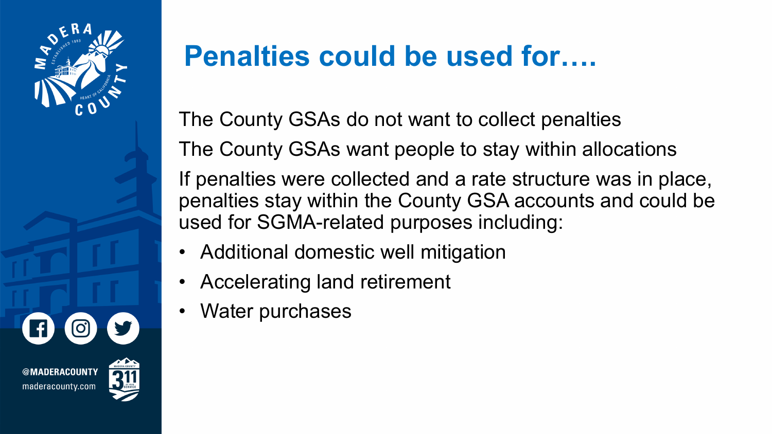# Penalties could be used for….

The County GSAs do not want to collect penalties

The County GSAs want people to stay within allocations

If penalties were collected and a rate structure was in place, penalties stay within the County GSA accounts and could be used for SGMA-related purposes including:

- Additional domestic well mitigation
- Accelerating land retirement
- Water purchases